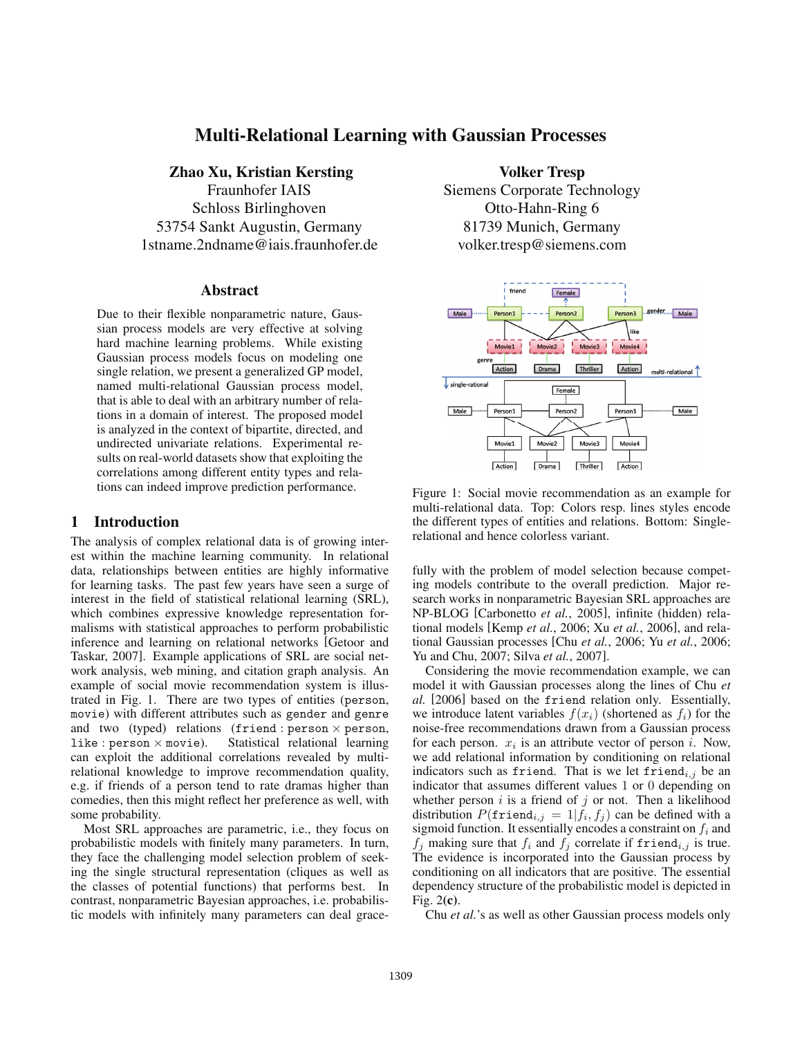# Multi-Relational Learning with Gaussian Processes

**Zhao Xu, Kristian Kersting**
Fraunhofer IAIS
Schloss Birlinghoven
53754 Sankt Augustin, Germany
1stname.2ndname@iais.fraunhofer.de

**Volker Tresp**
Siemens Corporate Technology
Otto-Hahn-Ring 6
81739 Munich, Germany
volker.tresp@siemens.com

## Abstract

Due to their flexible nonparametric nature, Gaussian process models are very effective at solving hard machine learning problems. While existing Gaussian process models focus on modeling one single relation, we present a generalized GP model, named multi-relational Gaussian process model, that is able to deal with an arbitrary number of relations in a domain of interest. The proposed model is analyzed in the context of bipartite, directed, and undirected univariate relations. Experimental results on real-world datasets show that exploiting the correlations among different entity types and relations can indeed improve prediction performance.

## 1 Introduction

The analysis of complex relational data is of growing interest within the machine learning community. In relational data, relationships between entities are highly informative for learning tasks. The past few years have seen a surge of interest in the field of statistical relational learning (SRL), which combines expressive knowledge representation formalisms with statistical approaches to perform probabilistic inference and learning on relational networks [Getoor and Taskar, 2007]. Example applications of SRL are social network analysis, web mining, and citation graph analysis. An example of social movie recommendation system is illustrated in Fig. 1. There are two types of entities (person, movie) with different attributes such as gender and genre and two (typed) relations (friend : person × person, like : person × movie). Statistical relational learning can exploit the additional correlations revealed by multi-relational knowledge to improve recommendation quality, e.g. if friends of a person tend to rate dramas higher than comedies, then this might reflect her preference as well, with some probability.

Most SRL approaches are parametric, i.e., they focus on probabilistic models with finitely many parameters. In turn, they face the challenging model selection problem of seeking the single structural representation (cliques as well as the classes of potential functions) that performs best. In contrast, nonparametric Bayesian approaches, i.e. probabilistic models with infinitely many parameters can deal gracefully with the problem of model selection because competing models contribute to the overall prediction. Major research works in nonparametric Bayesian SRL approaches are NP-BLOG [Carbonetto *et al.*, 2005], infinite (hidden) relational models [Kemp *et al.*, 2006; Xu *et al.*, 2006], and relational Gaussian processes [Chu *et al.*, 2006; Yu *et al.*, 2006; Yu and Chu, 2007; Silva *et al.*, 2007].

Figure 1: Social movie recommendation as an example for multi-relational data. Top: Colors resp. lines styles encode the different types of entities and relations. Bottom: Single-relational and hence colorless variant.

Considering the movie recommendation example, we can model it with Gaussian processes along the lines of Chu *et al.* [2006] based on the friend relation only. Essentially, we introduce latent variables $f(x_i)$ (shortened as $f_i$) for the noise-free recommendations drawn from a Gaussian process for each person. $x_i$ is an attribute vector of person $i$. Now, we add relational information by conditioning on relational indicators such as friend. That is we let $\texttt{friend}_{i,j}$ be an indicator that assumes different values 1 or 0 depending on whether person $i$ is a friend of $j$ or not. Then a likelihood distribution $P(\texttt{friend}_{i,j} = 1|f_i, f_j)$ can be defined with a sigmoid function. It essentially encodes a constraint on $f_i$ and $f_j$ making sure that $f_i$ and $f_j$ correlate if $\texttt{friend}_{i,j}$ is true. The evidence is incorporated into the Gaussian process by conditioning on all indicators that are positive. The essential dependency structure of the probabilistic model is depicted in Fig. 2(**c**).

Chu *et al.*'s as well as other Gaussian process models only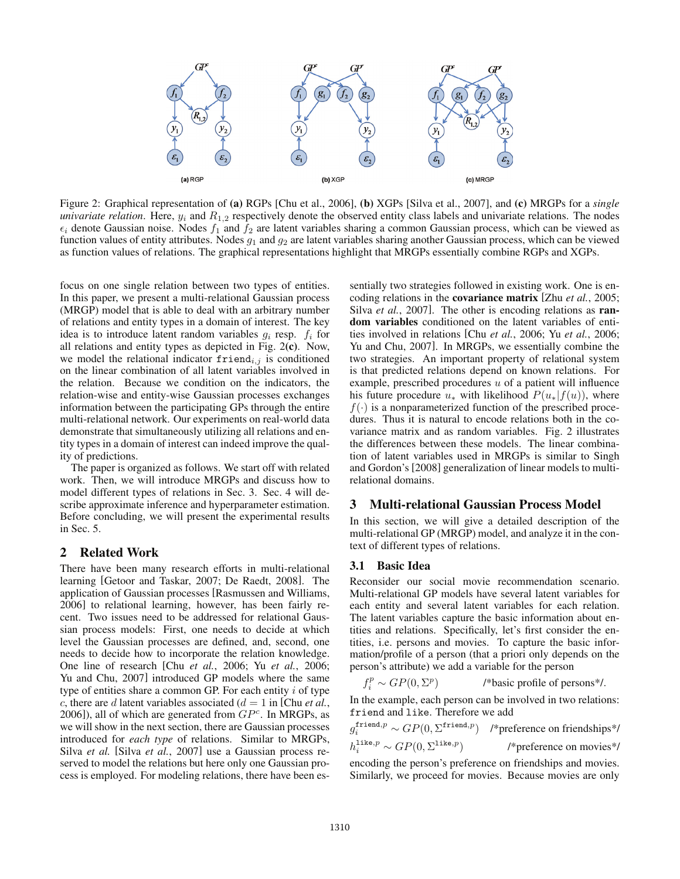Figure 2: Graphical representation of **(a)** RGPs [Chu et al., 2006], **(b)** XGPs [Silva et al., 2007], and **(c)** MRGPs for a *single univariate relation*. Here, $y_i$ and $R_{1,2}$ respectively denote the observed entity class labels and univariate relations. The nodes $\epsilon_i$ denote Gaussian noise. Nodes $f_1$ and $f_2$ are latent variables sharing a common Gaussian process, which can be viewed as function values of entity attributes. Nodes $g_1$ and $g_2$ are latent variables sharing another Gaussian process, which can be viewed as function values of relations. The graphical representations highlight that MRGPs essentially combine RGPs and XGPs.

focus on one single relation between two types of entities. In this paper, we present a multi-relational Gaussian process (MRGP) model that is able to deal with an arbitrary number of relations and entity types in a domain of interest. The key idea is to introduce latent random variables $g_i$ resp. $f_i$ for all relations and entity types as depicted in Fig. 2(**c**). Now, we model the relational indicator $\texttt{friend}_{i,j}$ is conditioned on the linear combination of all latent variables involved in the relation. Because we condition on the indicators, the relation-wise and entity-wise Gaussian processes exchanges information between the participating GPs through the entire multi-relational network. Our experiments on real-world data demonstrate that simultaneously utilizing all relations and entity types in a domain of interest can indeed improve the quality of predictions.

The paper is organized as follows. We start off with related work. Then, we will introduce MRGPs and discuss how to model different types of relations in Sec. 3. Sec. 4 will describe approximate inference and hyperparameter estimation. Before concluding, we will present the experimental results in Sec. 5.

## 2 Related Work

There have been many research efforts in multi-relational learning [Getoor and Taskar, 2007; De Raedt, 2008]. The application of Gaussian processes [Rasmussen and Williams, 2006] to relational learning, however, has been fairly recent. Two issues need to be addressed for relational Gaussian process models: First, one needs to decide at which level the Gaussian processes are defined, and, second, one needs to decide how to incorporate the relation knowledge. One line of research [Chu *et al.*, 2006; Yu *et al.*, 2006; Yu and Chu, 2007] introduced GP models where the same type of entities share a common GP. For each entity $i$ of type $c$, there are $d$ latent variables associated ($d = 1$ in [Chu *et al.*, 2006]), all of which are generated from $GP^c$. In MRGPs, as we will show in the next section, there are Gaussian processes introduced for *each type* of relations. Similar to MRGPs, Silva *et al.* [Silva *et al.*, 2007] use a Gaussian process reserved to model the relations but here only one Gaussian process is employed. For modeling relations, there have been essentially two strategies followed in existing work. One is encoding relations in the **covariance matrix** [Zhu *et al.*, 2005; Silva *et al.*, 2007]. The other is encoding relations as **random variables** conditioned on the latent variables of entities involved in relations [Chu *et al.*, 2006; Yu *et al.*, 2006; Yu and Chu, 2007]. In MRGPs, we essentially combine the two strategies. An important property of relational system is that predicted relations depend on known relations. For example, prescribed procedures $u$ of a patient will influence his future procedure $u_*$ with likelihood $P(u_*|f(u))$, where $f(\cdot)$ is a nonparameterized function of the prescribed procedures. Thus it is natural to encode relations both in the covariance matrix and as random variables. Fig. 2 illustrates the differences between these models. The linear combination of latent variables used in MRGPs is similar to Singh and Gordon's [2008] generalization of linear models to multi-relational domains.

## 3 Multi-relational Gaussian Process Model

In this section, we will give a detailed description of the multi-relational GP (MRGP) model, and analyze it in the context of different types of relations.

### 3.1 Basic Idea

Reconsider our social movie recommendation scenario. Multi-relational GP models have several latent variables for each entity and several latent variables for each relation. The latent variables capture the basic information about entities and relations. Specifically, let's first consider the entities, i.e. persons and movies. To capture the basic information/profile of a person (that a priori only depends on the person's attribute) we add a variable for the person

$$f_i^p \sim GP(0, \Sigma^p) \qquad \text{/*basic profile of persons*/.}$$

In the example, each person can be involved in two relations: `friend` and `like`. Therefore we add

$$g_i^{\texttt{friend},p} \sim GP(0, \Sigma^{\texttt{friend},p}) \quad \text{/*preference on friendships*/}$$

$$h_i^{\texttt{like},p} \sim GP(0, \Sigma^{\texttt{like},p}) \qquad \text{/*preference on movies*/}$$

encoding the person's preference on friendships and movies. Similarly, we proceed for movies. Because movies are only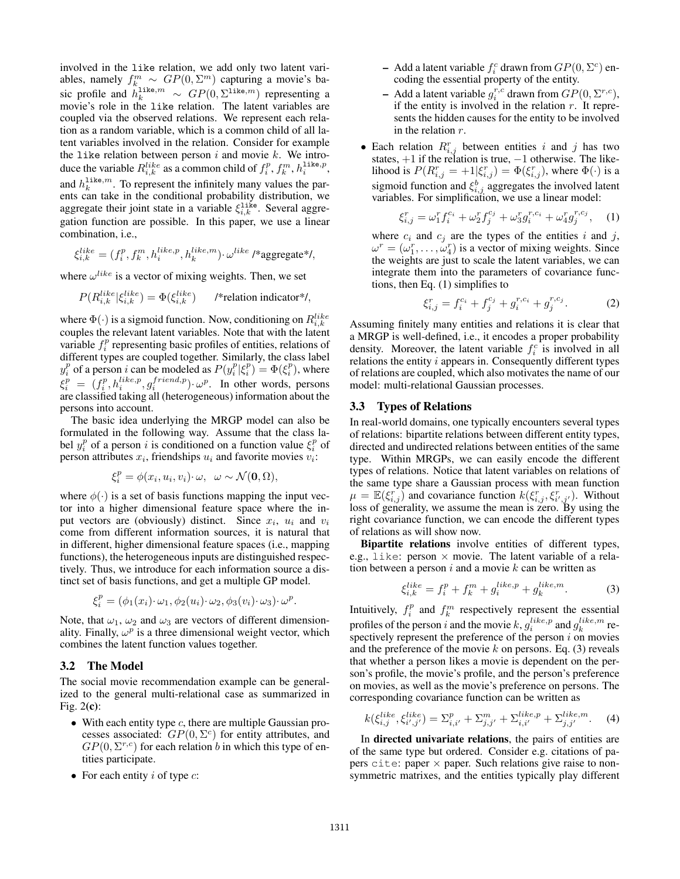involved in the like relation, we add only two latent variables, namely $f_k^m \sim GP(0, \Sigma^m)$ capturing a movie's basic profile and $h_k^{\texttt{like},m} \sim GP(0, \Sigma^{\texttt{like},m})$ representing a movie's role in the like relation. The latent variables are coupled via the observed relations. We represent each relation as a random variable, which is a common child of all latent variables involved in the relation. Consider for example the like relation between person $i$ and movie $k$. We introduce the variable $R_{i,k}^{like}$ as a common child of $f_i^p$, $f_k^m$, $h_i^{\texttt{like},p}$, and $h_k^{\texttt{like},m}$. To represent the infinitely many values the parents can take in the conditional probability distribution, we aggregate their joint state in a variable $\xi_{i,k}^{\texttt{like}}$. Several aggregation function are possible. In this paper, we use a linear combination, i.e.,

$$\xi_{i,k}^{like} = (f_i^p, f_k^m, h_i^{like,p}, h_k^{like,m}) \cdot \omega^{like} \text{ /*aggregate*/},$$

where $\omega^{like}$ is a vector of mixing weights. Then, we set

$$P(R_{i,k}^{like} | \xi_{i,k}^{like}) = \Phi(\xi_{i,k}^{like}) \quad \text{/*relation indicator*/},$$

where $\Phi(\cdot)$ is a sigmoid function. Now, conditioning on $R_{i,k}^{like}$ couples the relevant latent variables. Note that with the latent variable $f_i^p$ representing basic profiles of entities, relations of different types are coupled together. Similarly, the class label $y_i^p$ of a person $i$ can be modeled as $P(y_i^p|\xi_i^p) = \Phi(\xi_i^p)$, where $\xi_i^p = (f_i^p, h_i^{like,p}, g_i^{friend,p}) \cdot \omega^p$. In other words, persons are classified taking all (heterogeneous) information about the persons into account.

The basic idea underlying the MRGP model can also be formulated in the following way. Assume that the class label $y_i^p$ of a person $i$ is conditioned on a function value $\xi_i^p$ of person attributes $x_i$, friendships $u_i$ and favorite movies $v_i$:

$$\xi_i^p = \phi(x_i, u_i, v_i) \cdot \omega, \;\; \omega \sim \mathcal{N}(\mathbf{0}, \Omega),$$

where $\phi(\cdot)$ is a set of basis functions mapping the input vector into a higher dimensional feature space where the input vectors are (obviously) distinct. Since $x_i$, $u_i$ and $v_i$ come from different information sources, it is natural that in different, higher dimensional feature spaces (i.e., mapping functions), the heterogeneous inputs are distinguished respectively. Thus, we introduce for each information source a distinct set of basis functions, and get a multiple GP model.

$$\xi_i^p = (\phi_1(x_i) \cdot \omega_1, \phi_2(u_i) \cdot \omega_2, \phi_3(v_i) \cdot \omega_3) \cdot \omega^p.$$

Note, that $\omega_1$, $\omega_2$ and $\omega_3$ are vectors of different dimensionality. Finally, $\omega^p$ is a three dimensional weight vector, which combines the latent function values together.

### 3.2 The Model

The social movie recommendation example can be generalized to the general multi-relational case as summarized in Fig. 2(**c**):

- With each entity type $c$, there are multiple Gaussian processes associated: $GP(0, \Sigma^c)$ for entity attributes, and $GP(0, \Sigma^{r,c})$ for each relation $b$ in which this type of entities participate.
- For each entity $i$ of type $c$:
  - Add a latent variable $f_i^c$ drawn from $GP(0, \Sigma^c)$ encoding the essential property of the entity.
  - Add a latent variable $g_i^{r,c}$ drawn from $GP(0, \Sigma^{r,c})$, if the entity is involved in the relation $r$. It represents the hidden causes for the entity to be involved in the relation $r$.
- Each relation $R_{i,j}^r$ between entities $i$ and $j$ has two states, $+1$ if the relation is true, $-1$ otherwise. The likelihood is $P(R_{i,j}^r = +1|\xi_{i,j}^r) = \Phi(\xi_{i,j}^r)$, where $\Phi(\cdot)$ is a sigmoid function and $\xi_{i,j}^b$ aggregates the involved latent variables. For simplification, we use a linear model:

$$\xi_{i,j}^r = \omega_1^r f_i^{c_i} + \omega_2^r f_j^{c_j} + \omega_3^r g_i^{r,c_i} + \omega_4^r g_j^{r,c_j}, \quad (1)$$

where $c_i$ and $c_j$ are the types of the entities $i$ and $j$, $\omega^r = (\omega_1^r, \ldots, \omega_4^r)$ is a vector of mixing weights. Since the weights are just to scale the latent variables, we can integrate them into the parameters of covariance functions, then Eq. (1) simplifies to

$$\xi_{i,j}^r = f_i^{c_i} + f_j^{c_j} + g_i^{r,c_i} + g_j^{r,c_j}. \quad (2)$$

Assuming finitely many entities and relations it is clear that a MRGP is well-defined, i.e., it encodes a proper probability density. Moreover, the latent variable $f_i^c$ is involved in all relations the entity $i$ appears in. Consequently different types of relations are coupled, which also motivates the name of our model: multi-relational Gaussian processes.

### 3.3 Types of Relations

In real-world domains, one typically encounters several types of relations: bipartite relations between different entity types, directed and undirected relations between entities of the same type. Within MRGPs, we can easily encode the different types of relations. Notice that latent variables on relations of the same type share a Gaussian process with mean function $\mu = \mathbb{E}(\xi_{i,j}^r)$ and covariance function $k(\xi_{i,j}^r, \xi_{i',j'}^r)$. Without loss of generality, we assume the mean is zero. By using the right covariance function, we can encode the different types of relations as will show now.

**Bipartite relations** involve entities of different types, e.g., like: person × movie. The latent variable of a relation between a person $i$ and a movie $k$ can be written as

$$\xi_{i,k}^{like} = f_i^p + f_k^m + g_i^{like,p} + g_k^{like,m}. \quad (3)$$

Intuitively, $f_i^p$ and $f_k^m$ respectively represent the essential profiles of the person $i$ and the movie $k$, $g_i^{like,p}$ and $g_k^{like,m}$ respectively represent the preference of the person $i$ on movies and the preference of the movie $k$ on persons. Eq. (3) reveals that whether a person likes a movie is dependent on the person's profile, the movie's profile, and the person's preference on movies, as well as the movie's preference on persons. The corresponding covariance function can be written as

$$k(\xi_{i,j}^{like}, \xi_{i',j'}^{like}) = \Sigma_{i,i'}^p + \Sigma_{j,j'}^m + \Sigma_{i,i'}^{like,p} + \Sigma_{j,j'}^{like,m}. \quad (4)$$

In **directed univariate relations**, the pairs of entities are of the same type but ordered. Consider e.g. citations of papers cite: paper × paper. Such relations give rise to non-symmetric matrixes, and the entities typically play different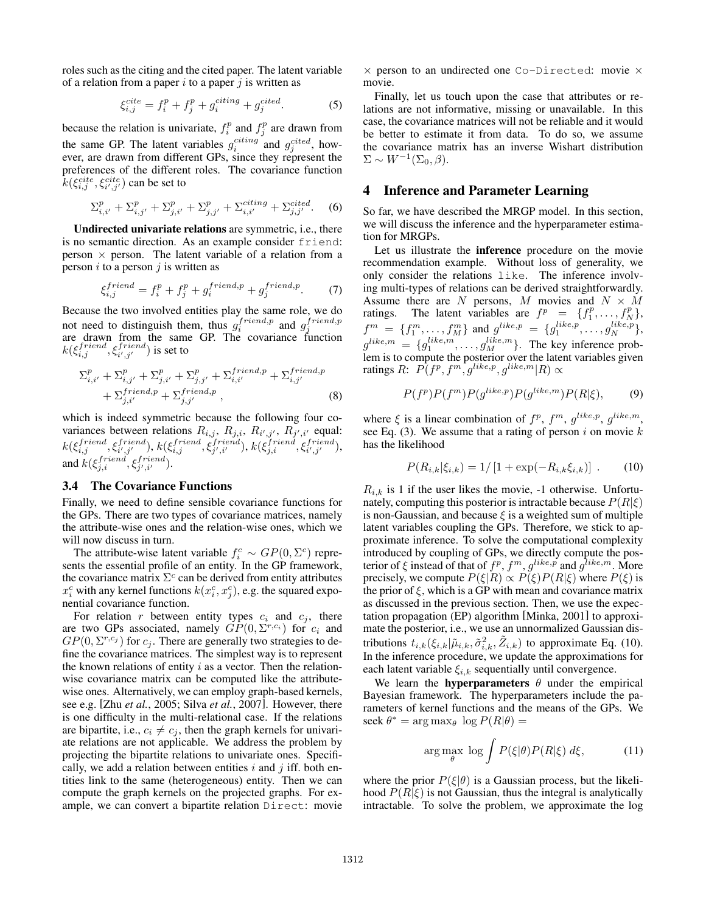roles such as the citing and the cited paper. The latent variable of a relation from a paper $i$ to a paper $j$ is written as

$$\xi_{i,j}^{cite} = f_i^p + f_j^p + g_i^{citing} + g_j^{cited}. \quad (5)$$

because the relation is univariate, $f_i^p$ and $f_j^p$ are drawn from the same GP. The latent variables $g_i^{citing}$ and $g_j^{cited}$, however, are drawn from different GPs, since they represent the preferences of the different roles. The covariance function $k(\xi_{i,j}^{cite}, \xi_{i',j'}^{cite})$ can be set to

$$\Sigma_{i,i'}^p + \Sigma_{i,j'}^p + \Sigma_{j,i'}^p + \Sigma_{j,j'}^p + \Sigma_{i,i'}^{citing} + \Sigma_{j,j'}^{cited}. \quad (6)$$

**Undirected univariate relations** are symmetric, i.e., there is no semantic direction. As an example consider `friend`: person × person. The latent variable of a relation from a person $i$ to a person $j$ is written as

$$\xi_{i,j}^{friend} = f_i^p + f_j^p + g_i^{friend,p} + g_j^{friend,p}. \quad (7)$$

Because the two involved entities play the same role, we do not need to distinguish them, thus $g_i^{friend,p}$ and $g_j^{friend,p}$ are drawn from the same GP. The covariance function $k(\xi_{i,j}^{friend}, \xi_{i',j'}^{friend})$ is set to

$$\Sigma_{i,i'}^p + \Sigma_{i,j'}^p + \Sigma_{j,i'}^p + \Sigma_{j,j'}^p + \Sigma_{i,i'}^{friend,p} + \Sigma_{i,j'}^{friend,p} + \Sigma_{j,i'}^{friend,p} + \Sigma_{j,j'}^{friend,p}, \quad (8)$$

which is indeed symmetric because the following four covariances between relations $R_{i,j}$, $R_{j,i}$, $R_{i',j'}$, $R_{j',i'}$ equal: $k(\xi_{i,j}^{friend}, \xi_{i',j'}^{friend})$, $k(\xi_{i,j}^{friend}, \xi_{j',i'}^{friend})$, $k(\xi_{j,i}^{friend}, \xi_{i',j'}^{friend})$, and $k(\xi_{j,i}^{friend}, \xi_{j',i'}^{friend})$.

### 3.4 The Covariance Functions

Finally, we need to define sensible covariance functions for the GPs. There are two types of covariance matrices, namely the attribute-wise ones and the relation-wise ones, which we will now discuss in turn.

The attribute-wise latent variable $f_i^c \sim GP(0, \Sigma^c)$ represents the essential profile of an entity. In the GP framework, the covariance matrix $\Sigma^c$ can be derived from entity attributes $x_i^c$ with any kernel functions $k(x_i^c, x_j^c)$, e.g. the squared exponential covariance function.

For relation $r$ between entity types $c_i$ and $c_j$, there are two GPs associated, namely $GP(0, \Sigma^{r,c_i})$ for $c_i$ and $GP(0, \Sigma^{r,c_j})$ for $c_j$. There are generally two strategies to define the covariance matrices. The simplest way is to represent the known relations of entity $i$ as a vector. Then the relation-wise covariance matrix can be computed like the attribute-wise ones. Alternatively, we can employ graph-based kernels, see e.g. [Zhu *et al.*, 2005; Silva *et al.*, 2007]. However, there is one difficulty in the multi-relational case. If the relations are bipartite, i.e., $c_i \neq c_j$, then the graph kernels for univariate relations are not applicable. We address the problem by projecting the bipartite relations to univariate ones. Specifically, we add a relation between entities $i$ and $j$ iff. both entities link to the same (heterogeneous) entity. Then we can compute the graph kernels on the projected graphs. For example, we can convert a bipartite relation `Direct`: movie × person to an undirected one `Co-Directed`: movie × movie.

Finally, let us touch upon the case that attributes or relations are not informative, missing or unavailable. In this case, the covariance matrices will not be reliable and it would be better to estimate it from data. To do so, we assume the covariance matrix has an inverse Wishart distribution $\Sigma \sim W^{-1}(\Sigma_0, \beta)$.

## 4 Inference and Parameter Learning

So far, we have described the MRGP model. In this section, we will discuss the inference and the hyperparameter estimation for MRGPs.

Let us illustrate the **inference** procedure on the movie recommendation example. Without loss of generality, we only consider the relations `like`. The inference involving multi-types of relations can be derived straightforwardly. Assume there are $N$ persons, $M$ movies and $N \times M$ ratings. The latent variables are $f^p = \{f_1^p, \ldots, f_N^p\}$, $f^m = \{f_1^m, \ldots, f_M^m\}$ and $g^{like,p} = \{g_1^{like,p}, \ldots, g_N^{like,p}\}$, $g^{like,m} = \{g_1^{like,m}, \ldots, g_M^{like,m}\}$. The key inference problem is to compute the posterior over the latent variables given ratings $R$: $P(f^p, f^m, g^{like,p}, g^{like,m}|R) \propto$

$$P(f^p)P(f^m)P(g^{like,p})P(g^{like,m})P(R|\xi), \quad (9)$$

where $\xi$ is a linear combination of $f^p$, $f^m$, $g^{like,p}$, $g^{like,m}$, see Eq. (3). We assume that a rating of person $i$ on movie $k$ has the likelihood

$$P(R_{i,k}|\xi_{i,k}) = 1/\left[1 + \exp(-R_{i,k}\xi_{i,k})\right]. \quad (10)$$

$R_{i,k}$ is 1 if the user likes the movie, -1 otherwise. Unfortunately, computing this posterior is intractable because $P(R|\xi)$ is non-Gaussian, and because $\xi$ is a weighted sum of multiple latent variables coupling the GPs. Therefore, we stick to approximate inference. To solve the computational complexity introduced by coupling of GPs, we directly compute the posterior of $\xi$ instead of that of $f^p$, $f^m$, $g^{like,p}$ and $g^{like,m}$. More precisely, we compute $P(\xi|R) \propto P(\xi)P(R|\xi)$ where $P(\xi)$ is the prior of $\xi$, which is a GP with mean and covariance matrix as discussed in the previous section. Then, we use the expectation propagation (EP) algorithm [Minka, 2001] to approximate the posterior, i.e., we use an unnormalized Gaussian distributions $t_{i,k}(\xi_{i,k}|\tilde{\mu}_{i,k}, \tilde{\sigma}_{i,k}^2, \tilde{Z}_{i,k})$ to approximate Eq. (10). In the inference procedure, we update the approximations for each latent variable $\xi_{i,k}$ sequentially until convergence.

We learn the **hyperparameters** $\theta$ under the empirical Bayesian framework. The hyperparameters include the parameters of kernel functions and the means of the GPs. We seek $\theta^* = \arg\max_\theta \log P(R|\theta) =$

$$\arg\max_\theta \log \int P(\xi|\theta)P(R|\xi)\, d\xi, \quad (11)$$

where the prior $P(\xi|\theta)$ is a Gaussian process, but the likelihood $P(R|\xi)$ is not Gaussian, thus the integral is analytically intractable. To solve the problem, we approximate the log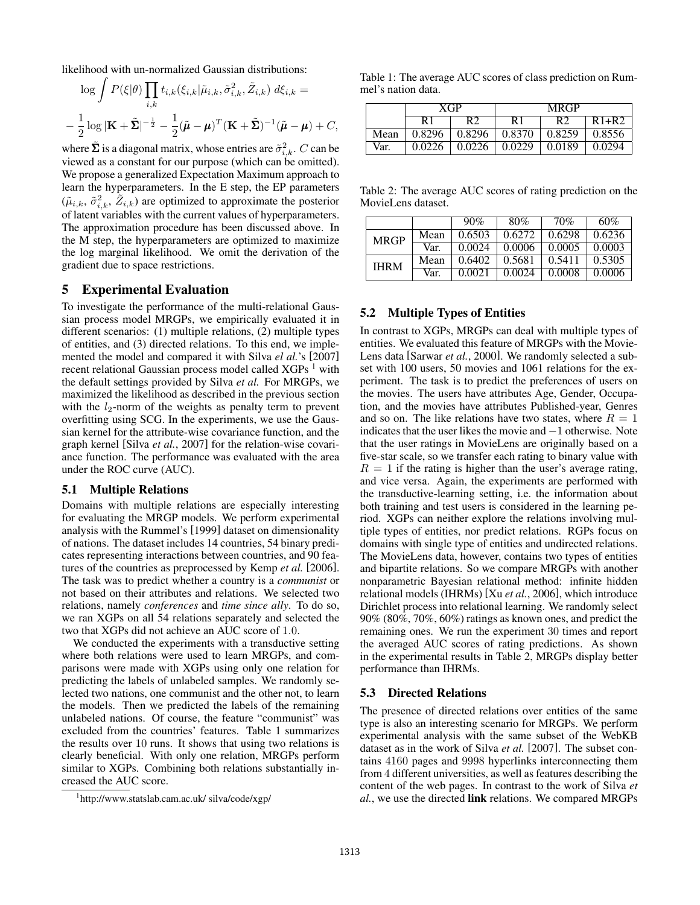likelihood with un-normalized Gaussian distributions:

$$\log \int P(\xi|\theta) \prod_{i,k} t_{i,k}(\xi_{i,k}|\tilde{\mu}_{i,k}, \tilde{\sigma}^2_{i,k}, \tilde{Z}_{i,k}) \, d\xi_{i,k} =$$

$$-\frac{1}{2}\log|\mathbf{K}+\tilde{\mathbf{\Sigma}}|^{-\frac{1}{2}} - \frac{1}{2}(\tilde{\boldsymbol{\mu}}-\boldsymbol{\mu})^T(\mathbf{K}+\tilde{\mathbf{\Sigma}})^{-1}(\tilde{\boldsymbol{\mu}}-\boldsymbol{\mu}) + C,$$

where $\tilde{\mathbf{\Sigma}}$ is a diagonal matrix, whose entries are $\tilde{\sigma}^2_{i,k}$. $C$ can be viewed as a constant for our purpose (which can be omitted). We propose a generalized Expectation Maximum approach to learn the hyperparameters. In the E step, the EP parameters ($\tilde{\mu}_{i,k}$, $\tilde{\sigma}^2_{i,k}$, $\tilde{Z}_{i,k}$) are optimized to approximate the posterior of latent variables with the current values of hyperparameters. The approximation procedure has been discussed above. In the M step, the hyperparameters are optimized to maximize the log marginal likelihood. We omit the derivation of the gradient due to space restrictions.

## 5 Experimental Evaluation

To investigate the performance of the multi-relational Gaussian process model MRGPs, we empirically evaluated it in different scenarios: (1) multiple relations, (2) multiple types of entities, and (3) directed relations. To this end, we implemented the model and compared it with Silva *el al.*'s [2007] recent relational Gaussian process model called XGPs [1] with the default settings provided by Silva *et al.* For MRGPs, we maximized the likelihood as described in the previous section with the $l_2$-norm of the weights as penalty term to prevent overfitting using SCG. In the experiments, we use the Gaussian kernel for the attribute-wise covariance function, and the graph kernel [Silva *et al.*, 2007] for the relation-wise covariance function. The performance was evaluated with the area under the ROC curve (AUC).

### 5.1 Multiple Relations

Domains with multiple relations are especially interesting for evaluating the MRGP models. We perform experimental analysis with the Rummel's [1999] dataset on dimensionality of nations. The dataset includes 14 countries, 54 binary predicates representing interactions between countries, and 90 features of the countries as preprocessed by Kemp *et al.* [2006]. The task was to predict whether a country is a *communist* or not based on their attributes and relations. We selected two relations, namely *conferences* and *time since ally*. To do so, we ran XGPs on all 54 relations separately and selected the two that XGPs did not achieve an AUC score of 1.0.

We conducted the experiments with a transductive setting where both relations were used to learn MRGPs, and comparisons were made with XGPs using only one relation for predicting the labels of unlabeled samples. We randomly selected two nations, one communist and the other not, to learn the models. Then we predicted the labels of the remaining unlabeled nations. Of course, the feature "communist" was excluded from the countries' features. Table 1 summarizes the results over 10 runs. It shows that using two relations is clearly beneficial. With only one relation, MRGPs perform similar to XGPs. Combining both relations substantially increased the AUC score.

[1] http://www.statslab.cam.ac.uk/ silva/code/xgp/

Table 1: The average AUC scores of class prediction on Rummel's nation data.

| | XGP | | MRGP | | |
|---|---|---|---|---|---|
| | R1 | R2 | R1 | R2 | R1+R2 |
| Mean | 0.8296 | 0.8296 | 0.8370 | 0.8259 | 0.8556 |
| Var. | 0.0226 | 0.0226 | 0.0229 | 0.0189 | 0.0294 |

Table 2: The average AUC scores of rating prediction on the MovieLens dataset.

| | | 90% | 80% | 70% | 60% |
|---|---|---|---|---|---|
| MRGP | Mean | 0.6503 | 0.6272 | 0.6298 | 0.6236 |
| | Var. | 0.0024 | 0.0006 | 0.0005 | 0.0003 |
| IHRM | Mean | 0.6402 | 0.5681 | 0.5411 | 0.5305 |
| | Var. | 0.0021 | 0.0024 | 0.0008 | 0.0006 |

### 5.2 Multiple Types of Entities

In contrast to XGPs, MRGPs can deal with multiple types of entities. We evaluated this feature of MRGPs with the MovieLens data [Sarwar *et al.*, 2000]. We randomly selected a subset with 100 users, 50 movies and 1061 relations for the experiment. The task is to predict the preferences of users on the movies. The users have attributes Age, Gender, Occupation, and the movies have attributes Published-year, Genres and so on. The like relations have two states, where $R = 1$ indicates that the user likes the movie and $-1$ otherwise. Note that the user ratings in MovieLens are originally based on a five-star scale, so we transfer each rating to binary value with $R = 1$ if the rating is higher than the user's average rating, and vice versa. Again, the experiments are performed with the transductive-learning setting, i.e. the information about both training and test users is considered in the learning period. XGPs can neither explore the relations involving multiple types of entities, nor predict relations. RGPs focus on domains with single type of entities and undirected relations. The MovieLens data, however, contains two types of entities and bipartite relations. So we compare MRGPs with another nonparametric Bayesian relational method: infinite hidden relational models (IHRMs) [Xu *et al.*, 2006], which introduce Dirichlet process into relational learning. We randomly select 90% (80%, 70%, 60%) ratings as known ones, and predict the remaining ones. We run the experiment 30 times and report the averaged AUC scores of rating predictions. As shown in the experimental results in Table 2, MRGPs display better performance than IHRMs.

### 5.3 Directed Relations

The presence of directed relations over entities of the same type is also an interesting scenario for MRGPs. We perform experimental analysis with the same subset of the WebKB dataset as in the work of Silva *et al.* [2007]. The subset contains 4160 pages and 9998 hyperlinks interconnecting them from 4 different universities, as well as features describing the content of the web pages. In contrast to the work of Silva *et al.*, we use the directed **link** relations. We compared MRGPs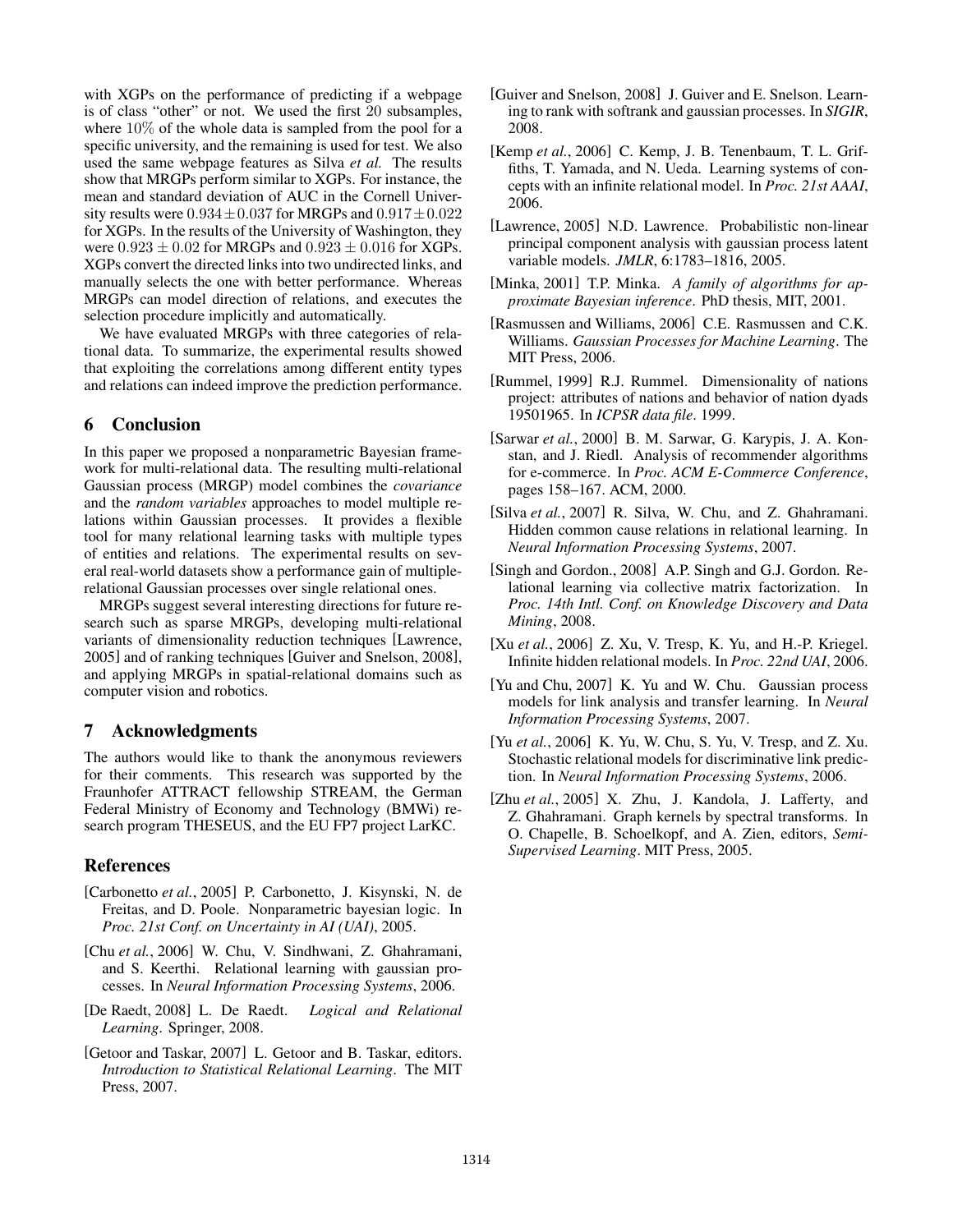with XGPs on the performance of predicting if a webpage is of class "other" or not. We used the first 20 subsamples, where 10% of the whole data is sampled from the pool for a specific university, and the remaining is used for test. We also used the same webpage features as Silva *et al.* The results show that MRGPs perform similar to XGPs. For instance, the mean and standard deviation of AUC in the Cornell University results were $0.934 \pm 0.037$ for MRGPs and $0.917 \pm 0.022$ for XGPs. In the results of the University of Washington, they were $0.923 \pm 0.02$ for MRGPs and $0.923 \pm 0.016$ for XGPs. XGPs convert the directed links into two undirected links, and manually selects the one with better performance. Whereas MRGPs can model direction of relations, and executes the selection procedure implicitly and automatically.

We have evaluated MRGPs with three categories of relational data. To summarize, the experimental results showed that exploiting the correlations among different entity types and relations can indeed improve the prediction performance.

## 6 Conclusion

In this paper we proposed a nonparametric Bayesian framework for multi-relational data. The resulting multi-relational Gaussian process (MRGP) model combines the *covariance* and the *random variables* approaches to model multiple relations within Gaussian processes. It provides a flexible tool for many relational learning tasks with multiple types of entities and relations. The experimental results on several real-world datasets show a performance gain of multiple-relational Gaussian processes over single relational ones.

MRGPs suggest several interesting directions for future research such as sparse MRGPs, developing multi-relational variants of dimensionality reduction techniques [Lawrence, 2005] and of ranking techniques [Guiver and Snelson, 2008], and applying MRGPs in spatial-relational domains such as computer vision and robotics.

## 7 Acknowledgments

The authors would like to thank the anonymous reviewers for their comments. This research was supported by the Fraunhofer ATTRACT fellowship STREAM, the German Federal Ministry of Economy and Technology (BMWi) research program THESEUS, and the EU FP7 project LarKC.

## References

[Carbonetto *et al.*, 2005] P. Carbonetto, J. Kisynski, N. de Freitas, and D. Poole. Nonparametric bayesian logic. In *Proc. 21st Conf. on Uncertainty in AI (UAI)*, 2005.

[Chu *et al.*, 2006] W. Chu, V. Sindhwani, Z. Ghahramani, and S. Keerthi. Relational learning with gaussian processes. In *Neural Information Processing Systems*, 2006.

[De Raedt, 2008] L. De Raedt. *Logical and Relational Learning*. Springer, 2008.

[Getoor and Taskar, 2007] L. Getoor and B. Taskar, editors. *Introduction to Statistical Relational Learning*. The MIT Press, 2007.

[Guiver and Snelson, 2008] J. Guiver and E. Snelson. Learning to rank with softrank and gaussian processes. In *SIGIR*, 2008.

[Kemp *et al.*, 2006] C. Kemp, J. B. Tenenbaum, T. L. Griffiths, T. Yamada, and N. Ueda. Learning systems of concepts with an infinite relational model. In *Proc. 21st AAAI*, 2006.

[Lawrence, 2005] N.D. Lawrence. Probabilistic non-linear principal component analysis with gaussian process latent variable models. *JMLR*, 6:1783–1816, 2005.

[Minka, 2001] T.P. Minka. *A family of algorithms for approximate Bayesian inference*. PhD thesis, MIT, 2001.

[Rasmussen and Williams, 2006] C.E. Rasmussen and C.K. Williams. *Gaussian Processes for Machine Learning*. The MIT Press, 2006.

[Rummel, 1999] R.J. Rummel. Dimensionality of nations project: attributes of nations and behavior of nation dyads 19501965. In *ICPSR data file*. 1999.

[Sarwar *et al.*, 2000] B. M. Sarwar, G. Karypis, J. A. Konstan, and J. Riedl. Analysis of recommender algorithms for e-commerce. In *Proc. ACM E-Commerce Conference*, pages 158–167. ACM, 2000.

[Silva *et al.*, 2007] R. Silva, W. Chu, and Z. Ghahramani. Hidden common cause relations in relational learning. In *Neural Information Processing Systems*, 2007.

[Singh and Gordon., 2008] A.P. Singh and G.J. Gordon. Relational learning via collective matrix factorization. In *Proc. 14th Intl. Conf. on Knowledge Discovery and Data Mining*, 2008.

[Xu *et al.*, 2006] Z. Xu, V. Tresp, K. Yu, and H.-P. Kriegel. Infinite hidden relational models. In *Proc. 22nd UAI*, 2006.

[Yu and Chu, 2007] K. Yu and W. Chu. Gaussian process models for link analysis and transfer learning. In *Neural Information Processing Systems*, 2007.

[Yu *et al.*, 2006] K. Yu, W. Chu, S. Yu, V. Tresp, and Z. Xu. Stochastic relational models for discriminative link prediction. In *Neural Information Processing Systems*, 2006.

[Zhu *et al.*, 2005] X. Zhu, J. Kandola, J. Lafferty, and Z. Ghahramani. Graph kernels by spectral transforms. In O. Chapelle, B. Schoelkopf, and A. Zien, editors, *Semi-Supervised Learning*. MIT Press, 2005.